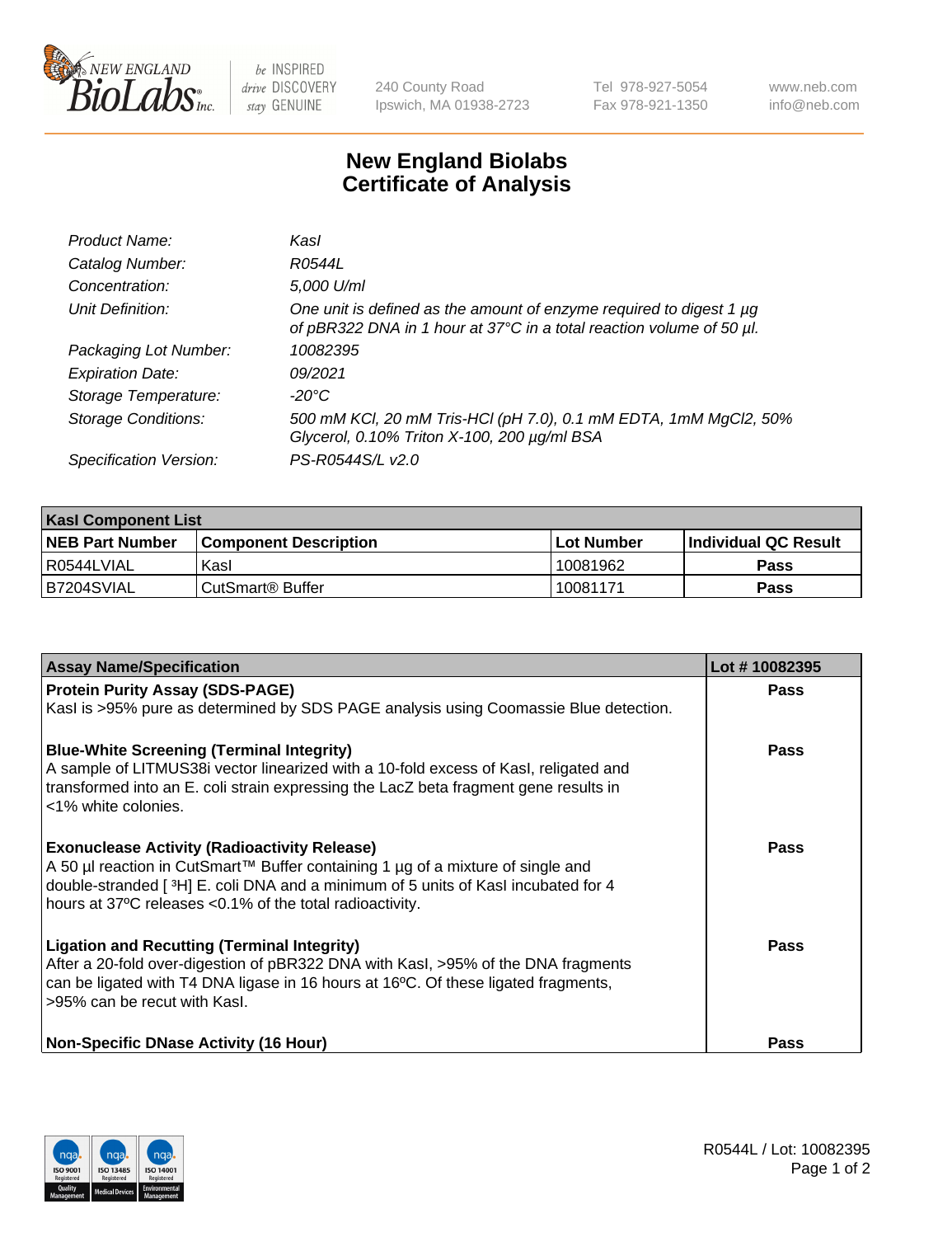# New England Biolabs Certificate of Analysis

| | |
|---|---|
| *Product Name:* | *KasI* |
| *Catalog Number:* | *R0544L* |
| *Concentration:* | *5,000 U/ml* |
| *Unit Definition:* | *One unit is defined as the amount of enzyme required to digest 1 µg of pBR322 DNA in 1 hour at 37°C in a total reaction volume of 50 µl.* |
| *Packaging Lot Number:* | *10082395* |
| *Expiration Date:* | *09/2021* |
| *Storage Temperature:* | *-20°C* |
| *Storage Conditions:* | *500 mM KCl, 20 mM Tris-HCl (pH 7.0), 0.1 mM EDTA, 1mM MgCl2, 50% Glycerol, 0.10% Triton X-100, 200 µg/ml BSA* |
| *Specification Version:* | *PS-R0544S/L v2.0* |

| KasI Component List | | | |
|---|---|---|---|
| **NEB Part Number** | **Component Description** | **Lot Number** | **Individual QC Result** |
| R0544LVIAL | KasI | 10081962 | **Pass** |
| B7204SVIAL | CutSmart® Buffer | 10081171 | **Pass** |

| Assay Name/Specification | Lot # 10082395 |
|---|---|
| **Protein Purity Assay (SDS-PAGE)**<br>KasI is >95% pure as determined by SDS PAGE analysis using Coomassie Blue detection. | **Pass** |
| **Blue-White Screening (Terminal Integrity)**<br>A sample of LITMUS38i vector linearized with a 10-fold excess of KasI, religated and transformed into an E. coli strain expressing the LacZ beta fragment gene results in <1% white colonies. | **Pass** |
| **Exonuclease Activity (Radioactivity Release)**<br>A 50 µl reaction in CutSmart™ Buffer containing 1 µg of a mixture of single and double-stranded [ $^3$H] E. coli DNA and a minimum of 5 units of KasI incubated for 4 hours at 37ºC releases <0.1% of the total radioactivity. | **Pass** |
| **Ligation and Recutting (Terminal Integrity)**<br>After a 20-fold over-digestion of pBR322 DNA with KasI, >95% of the DNA fragments can be ligated with T4 DNA ligase in 16 hours at 16ºC. Of these ligated fragments, >95% can be recut with KasI. | **Pass** |
| **Non-Specific DNase Activity (16 Hour)** | **Pass** |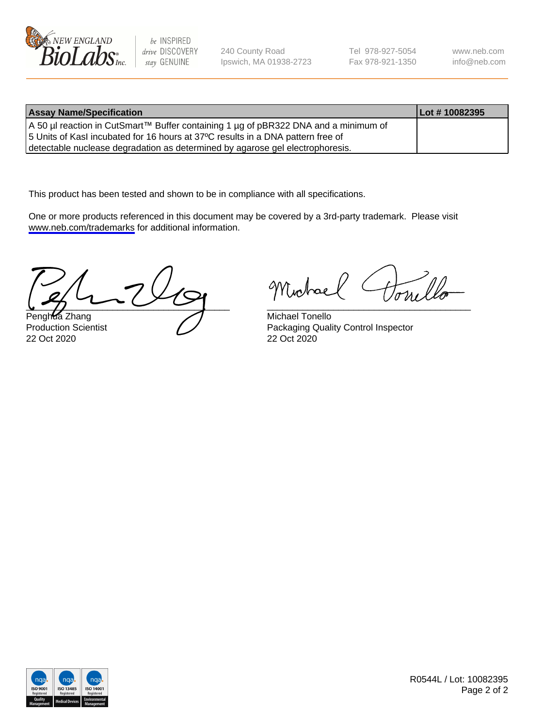NEW ENGLAND BioLabs Inc. — be INSPIRED drive DISCOVERY stay GENUINE

240 County Road
Ipswich, MA 01938-2723

Tel 978-927-5054
Fax 978-921-1350

www.neb.com
info@neb.com

| Assay Name/Specification | Lot # 10082395 |
|---|---|
| A 50 µl reaction in CutSmart™ Buffer containing 1 µg of pBR322 DNA and a minimum of 5 Units of KasI incubated for 16 hours at 37ºC results in a DNA pattern free of detectable nuclease degradation as determined by agarose gel electrophoresis. | |

This product has been tested and shown to be in compliance with all specifications.

One or more products referenced in this document may be covered by a 3rd-party trademark. Please visit www.neb.com/trademarks for additional information.

Penghua Zhang
Production Scientist
22 Oct 2020

Michael Tonello
Packaging Quality Control Inspector
22 Oct 2020

ISO 9001 Registered Quality Management | ISO 13485 Registered Medical Devices | ISO 14001 Registered Environmental Management

R0544L / Lot: 10082395